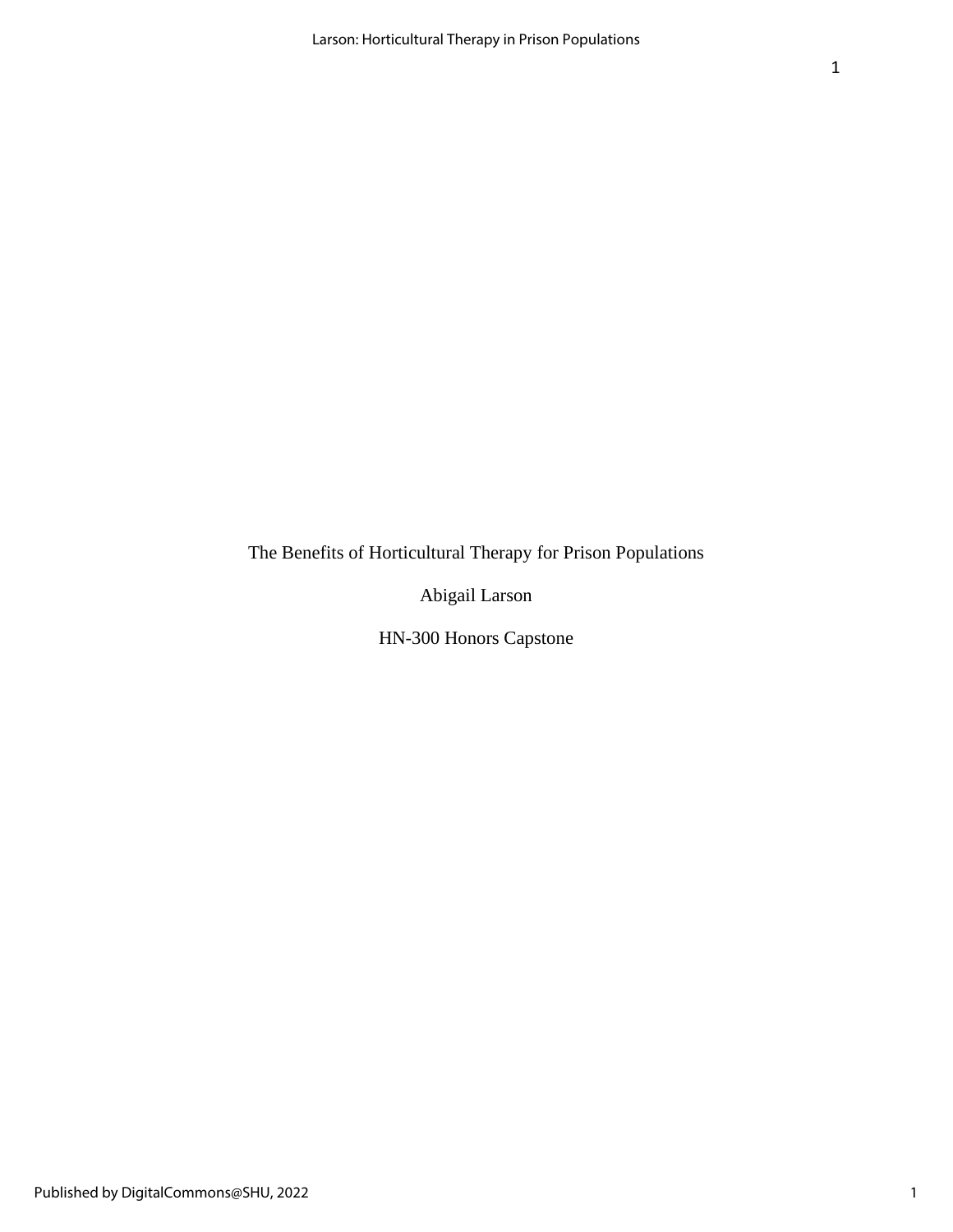The Benefits of Horticultural Therapy for Prison Populations

Abigail Larson

HN-300 Honors Capstone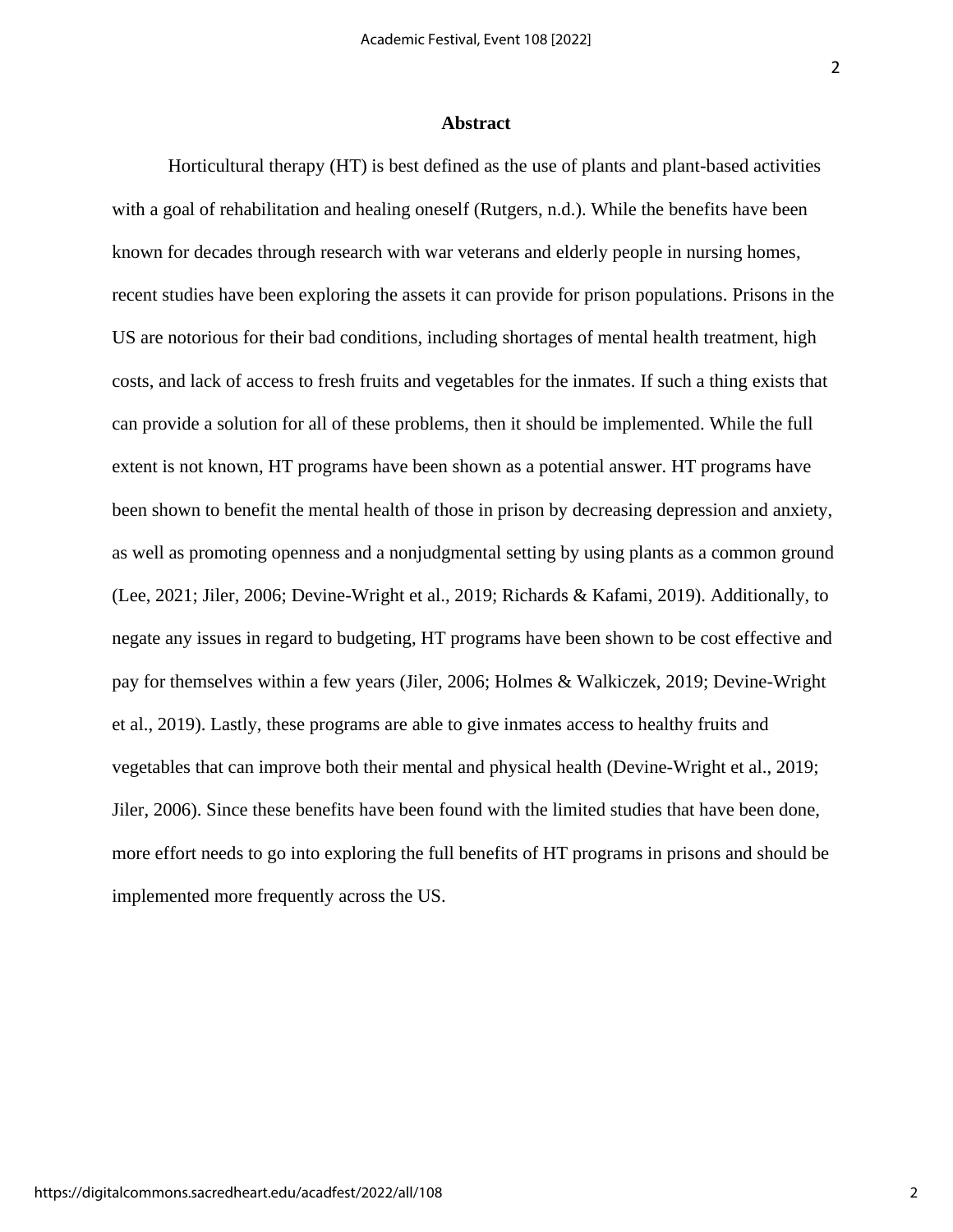## Abstract

Horticultural therapy (HT) is best defined as the use of plants and plant-based activities with a goal of rehabilitation and healing oneself (Rutgers, n.d.). While the benefits have been known for decades through research with war veterans and elderly people in nursing homes, recent studies have been exploring the assets it can provide for prison populations. Prisons in the US are notorious for their bad conditions, including shortages of mental health treatment, high costs, and lack of access to fresh fruits and vegetables for the inmates. If such a thing exists that can provide a solution for all of these problems, then it should be implemented. While the full extent is not known, HT programs have been shown as a potential answer. HT programs have been shown to benefit the mental health of those in prison by decreasing depression and anxiety, as well as promoting openness and a nonjudgmental setting by using plants as a common ground (Lee, 2021; Jiler, 2006; Devine-Wright et al., 2019; Richards & Kafami, 2019). Additionally, to negate any issues in regard to budgeting, HT programs have been shown to be cost effective and pay for themselves within a few years (Jiler, 2006; Holmes & Walkiczek, 2019; Devine-Wright et al., 2019). Lastly, these programs are able to give inmates access to healthy fruits and vegetables that can improve both their mental and physical health (Devine-Wright et al., 2019; Jiler, 2006). Since these benefits have been found with the limited studies that have been done, more effort needs to go into exploring the full benefits of HT programs in prisons and should be implemented more frequently across the US.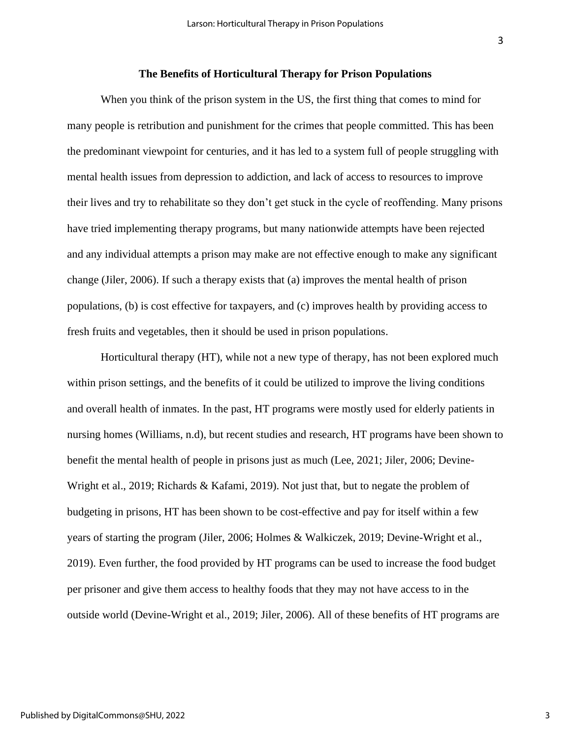## The Benefits of Horticultural Therapy for Prison Populations

When you think of the prison system in the US, the first thing that comes to mind for many people is retribution and punishment for the crimes that people committed. This has been the predominant viewpoint for centuries, and it has led to a system full of people struggling with mental health issues from depression to addiction, and lack of access to resources to improve their lives and try to rehabilitate so they don't get stuck in the cycle of reoffending. Many prisons have tried implementing therapy programs, but many nationwide attempts have been rejected and any individual attempts a prison may make are not effective enough to make any significant change (Jiler, 2006). If such a therapy exists that (a) improves the mental health of prison populations, (b) is cost effective for taxpayers, and (c) improves health by providing access to fresh fruits and vegetables, then it should be used in prison populations.

Horticultural therapy (HT), while not a new type of therapy, has not been explored much within prison settings, and the benefits of it could be utilized to improve the living conditions and overall health of inmates. In the past, HT programs were mostly used for elderly patients in nursing homes (Williams, n.d), but recent studies and research, HT programs have been shown to benefit the mental health of people in prisons just as much (Lee, 2021; Jiler, 2006; Devine-Wright et al., 2019; Richards & Kafami, 2019). Not just that, but to negate the problem of budgeting in prisons, HT has been shown to be cost-effective and pay for itself within a few years of starting the program (Jiler, 2006; Holmes & Walkiczek, 2019; Devine-Wright et al., 2019). Even further, the food provided by HT programs can be used to increase the food budget per prisoner and give them access to healthy foods that they may not have access to in the outside world (Devine-Wright et al., 2019; Jiler, 2006). All of these benefits of HT programs are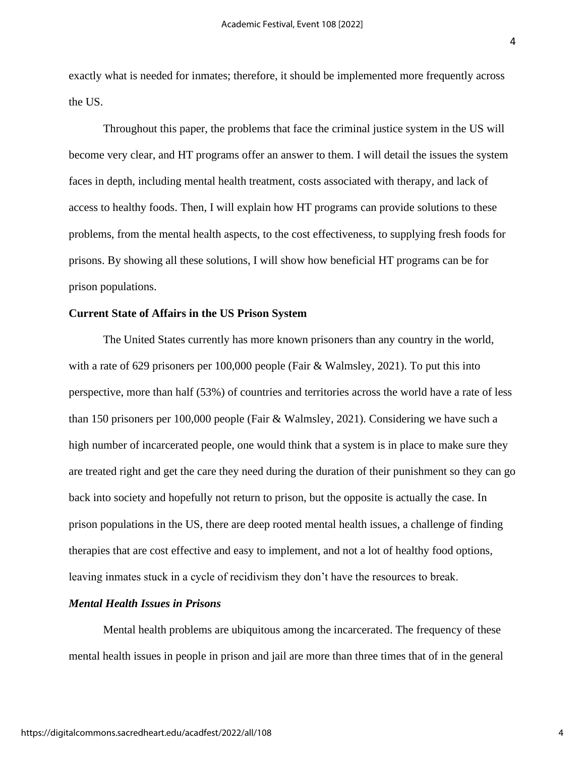exactly what is needed for inmates; therefore, it should be implemented more frequently across the US.

Throughout this paper, the problems that face the criminal justice system in the US will become very clear, and HT programs offer an answer to them. I will detail the issues the system faces in depth, including mental health treatment, costs associated with therapy, and lack of access to healthy foods. Then, I will explain how HT programs can provide solutions to these problems, from the mental health aspects, to the cost effectiveness, to supplying fresh foods for prisons. By showing all these solutions, I will show how beneficial HT programs can be for prison populations.

## Current State of Affairs in the US Prison System

The United States currently has more known prisoners than any country in the world, with a rate of 629 prisoners per 100,000 people (Fair & Walmsley, 2021). To put this into perspective, more than half (53%) of countries and territories across the world have a rate of less than 150 prisoners per 100,000 people (Fair & Walmsley, 2021). Considering we have such a high number of incarcerated people, one would think that a system is in place to make sure they are treated right and get the care they need during the duration of their punishment so they can go back into society and hopefully not return to prison, but the opposite is actually the case. In prison populations in the US, there are deep rooted mental health issues, a challenge of finding therapies that are cost effective and easy to implement, and not a lot of healthy food options, leaving inmates stuck in a cycle of recidivism they don't have the resources to break.

### *Mental Health Issues in Prisons*

Mental health problems are ubiquitous among the incarcerated. The frequency of these mental health issues in people in prison and jail are more than three times that of in the general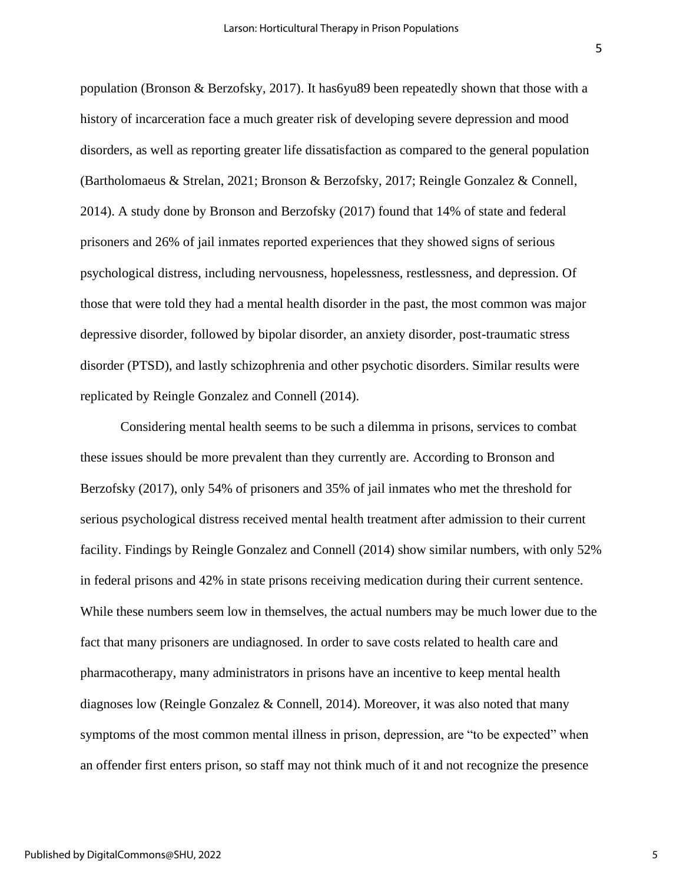population (Bronson & Berzofsky, 2017). It has6yu89 been repeatedly shown that those with a history of incarceration face a much greater risk of developing severe depression and mood disorders, as well as reporting greater life dissatisfaction as compared to the general population (Bartholomaeus & Strelan, 2021; Bronson & Berzofsky, 2017; Reingle Gonzalez & Connell, 2014). A study done by Bronson and Berzofsky (2017) found that 14% of state and federal prisoners and 26% of jail inmates reported experiences that they showed signs of serious psychological distress, including nervousness, hopelessness, restlessness, and depression. Of those that were told they had a mental health disorder in the past, the most common was major depressive disorder, followed by bipolar disorder, an anxiety disorder, post-traumatic stress disorder (PTSD), and lastly schizophrenia and other psychotic disorders. Similar results were replicated by Reingle Gonzalez and Connell (2014).

Considering mental health seems to be such a dilemma in prisons, services to combat these issues should be more prevalent than they currently are. According to Bronson and Berzofsky (2017), only 54% of prisoners and 35% of jail inmates who met the threshold for serious psychological distress received mental health treatment after admission to their current facility. Findings by Reingle Gonzalez and Connell (2014) show similar numbers, with only 52% in federal prisons and 42% in state prisons receiving medication during their current sentence. While these numbers seem low in themselves, the actual numbers may be much lower due to the fact that many prisoners are undiagnosed. In order to save costs related to health care and pharmacotherapy, many administrators in prisons have an incentive to keep mental health diagnoses low (Reingle Gonzalez & Connell, 2014). Moreover, it was also noted that many symptoms of the most common mental illness in prison, depression, are "to be expected" when an offender first enters prison, so staff may not think much of it and not recognize the presence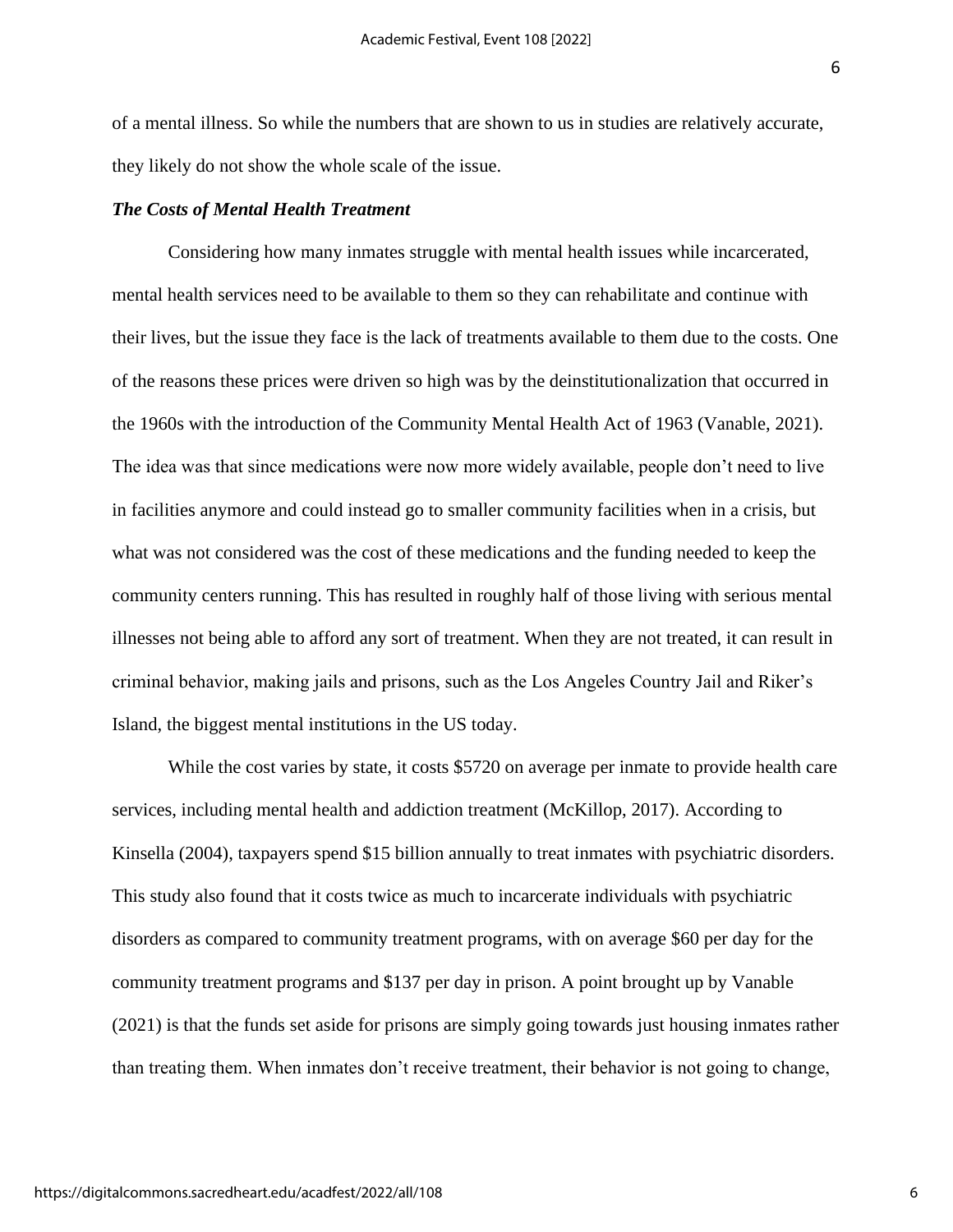of a mental illness. So while the numbers that are shown to us in studies are relatively accurate, they likely do not show the whole scale of the issue.

***The Costs of Mental Health Treatment***

Considering how many inmates struggle with mental health issues while incarcerated, mental health services need to be available to them so they can rehabilitate and continue with their lives, but the issue they face is the lack of treatments available to them due to the costs. One of the reasons these prices were driven so high was by the deinstitutionalization that occurred in the 1960s with the introduction of the Community Mental Health Act of 1963 (Vanable, 2021). The idea was that since medications were now more widely available, people don't need to live in facilities anymore and could instead go to smaller community facilities when in a crisis, but what was not considered was the cost of these medications and the funding needed to keep the community centers running. This has resulted in roughly half of those living with serious mental illnesses not being able to afford any sort of treatment. When they are not treated, it can result in criminal behavior, making jails and prisons, such as the Los Angeles Country Jail and Riker's Island, the biggest mental institutions in the US today.

While the cost varies by state, it costs $5720 on average per inmate to provide health care services, including mental health and addiction treatment (McKillop, 2017). According to Kinsella (2004), taxpayers spend $15 billion annually to treat inmates with psychiatric disorders. This study also found that it costs twice as much to incarcerate individuals with psychiatric disorders as compared to community treatment programs, with on average $60 per day for the community treatment programs and $137 per day in prison. A point brought up by Vanable (2021) is that the funds set aside for prisons are simply going towards just housing inmates rather than treating them. When inmates don't receive treatment, their behavior is not going to change,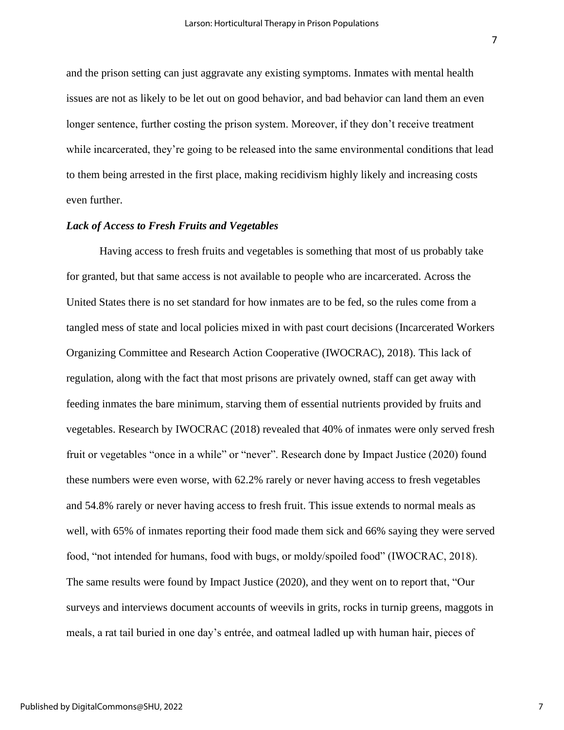and the prison setting can just aggravate any existing symptoms. Inmates with mental health issues are not as likely to be let out on good behavior, and bad behavior can land them an even longer sentence, further costing the prison system. Moreover, if they don't receive treatment while incarcerated, they're going to be released into the same environmental conditions that lead to them being arrested in the first place, making recidivism highly likely and increasing costs even further.

### *Lack of Access to Fresh Fruits and Vegetables*

Having access to fresh fruits and vegetables is something that most of us probably take for granted, but that same access is not available to people who are incarcerated. Across the United States there is no set standard for how inmates are to be fed, so the rules come from a tangled mess of state and local policies mixed in with past court decisions (Incarcerated Workers Organizing Committee and Research Action Cooperative (IWOCRAC), 2018). This lack of regulation, along with the fact that most prisons are privately owned, staff can get away with feeding inmates the bare minimum, starving them of essential nutrients provided by fruits and vegetables. Research by IWOCRAC (2018) revealed that 40% of inmates were only served fresh fruit or vegetables "once in a while" or "never". Research done by Impact Justice (2020) found these numbers were even worse, with 62.2% rarely or never having access to fresh vegetables and 54.8% rarely or never having access to fresh fruit. This issue extends to normal meals as well, with 65% of inmates reporting their food made them sick and 66% saying they were served food, "not intended for humans, food with bugs, or moldy/spoiled food" (IWOCRAC, 2018). The same results were found by Impact Justice (2020), and they went on to report that, "Our surveys and interviews document accounts of weevils in grits, rocks in turnip greens, maggots in meals, a rat tail buried in one day's entrée, and oatmeal ladled up with human hair, pieces of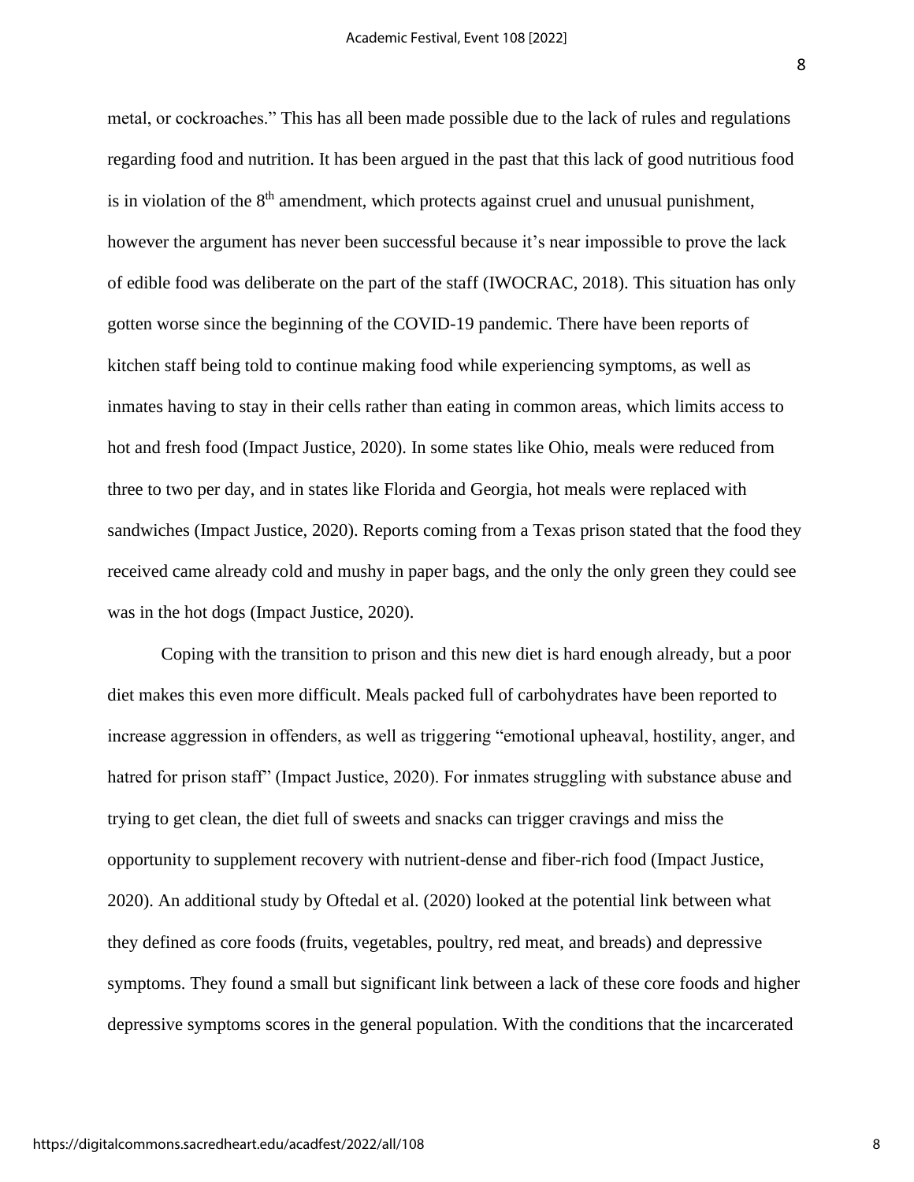metal, or cockroaches." This has all been made possible due to the lack of rules and regulations regarding food and nutrition. It has been argued in the past that this lack of good nutritious food is in violation of the 8th amendment, which protects against cruel and unusual punishment, however the argument has never been successful because it's near impossible to prove the lack of edible food was deliberate on the part of the staff (IWOCRAC, 2018). This situation has only gotten worse since the beginning of the COVID-19 pandemic. There have been reports of kitchen staff being told to continue making food while experiencing symptoms, as well as inmates having to stay in their cells rather than eating in common areas, which limits access to hot and fresh food (Impact Justice, 2020). In some states like Ohio, meals were reduced from three to two per day, and in states like Florida and Georgia, hot meals were replaced with sandwiches (Impact Justice, 2020). Reports coming from a Texas prison stated that the food they received came already cold and mushy in paper bags, and the only the only green they could see was in the hot dogs (Impact Justice, 2020).

Coping with the transition to prison and this new diet is hard enough already, but a poor diet makes this even more difficult. Meals packed full of carbohydrates have been reported to increase aggression in offenders, as well as triggering "emotional upheaval, hostility, anger, and hatred for prison staff" (Impact Justice, 2020). For inmates struggling with substance abuse and trying to get clean, the diet full of sweets and snacks can trigger cravings and miss the opportunity to supplement recovery with nutrient-dense and fiber-rich food (Impact Justice, 2020). An additional study by Oftedal et al. (2020) looked at the potential link between what they defined as core foods (fruits, vegetables, poultry, red meat, and breads) and depressive symptoms. They found a small but significant link between a lack of these core foods and higher depressive symptoms scores in the general population. With the conditions that the incarcerated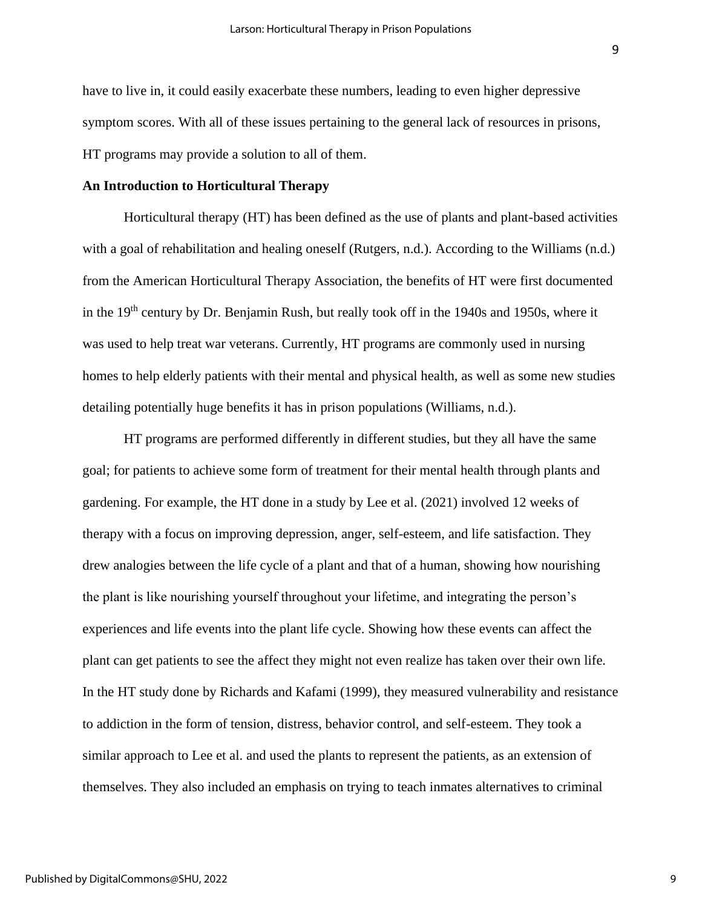have to live in, it could easily exacerbate these numbers, leading to even higher depressive symptom scores. With all of these issues pertaining to the general lack of resources in prisons, HT programs may provide a solution to all of them.

**An Introduction to Horticultural Therapy**

Horticultural therapy (HT) has been defined as the use of plants and plant-based activities with a goal of rehabilitation and healing oneself (Rutgers, n.d.). According to the Williams (n.d.) from the American Horticultural Therapy Association, the benefits of HT were first documented in the 19th century by Dr. Benjamin Rush, but really took off in the 1940s and 1950s, where it was used to help treat war veterans. Currently, HT programs are commonly used in nursing homes to help elderly patients with their mental and physical health, as well as some new studies detailing potentially huge benefits it has in prison populations (Williams, n.d.).

HT programs are performed differently in different studies, but they all have the same goal; for patients to achieve some form of treatment for their mental health through plants and gardening. For example, the HT done in a study by Lee et al. (2021) involved 12 weeks of therapy with a focus on improving depression, anger, self-esteem, and life satisfaction. They drew analogies between the life cycle of a plant and that of a human, showing how nourishing the plant is like nourishing yourself throughout your lifetime, and integrating the person's experiences and life events into the plant life cycle. Showing how these events can affect the plant can get patients to see the affect they might not even realize has taken over their own life. In the HT study done by Richards and Kafami (1999), they measured vulnerability and resistance to addiction in the form of tension, distress, behavior control, and self-esteem. They took a similar approach to Lee et al. and used the plants to represent the patients, as an extension of themselves. They also included an emphasis on trying to teach inmates alternatives to criminal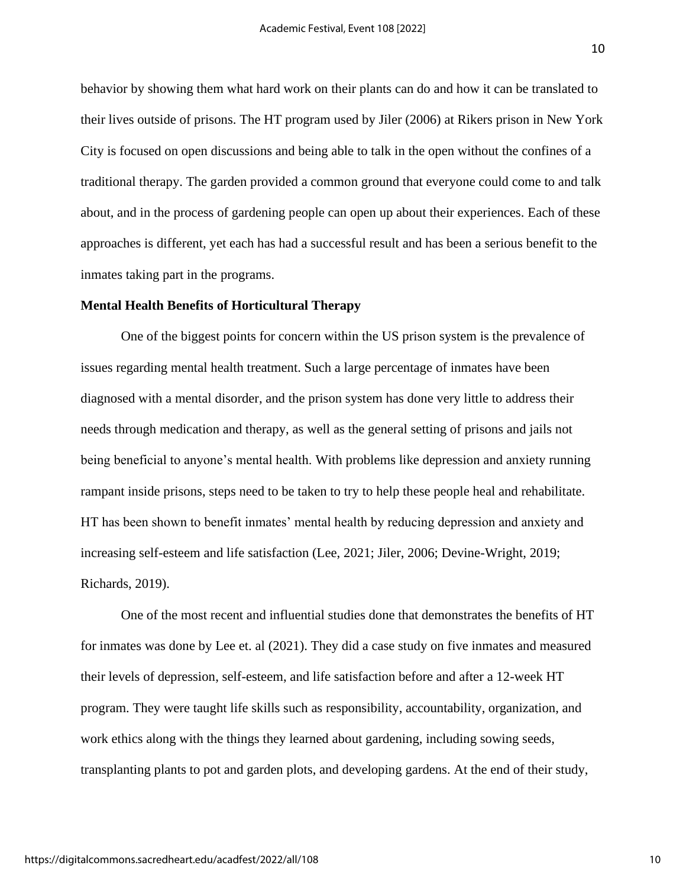behavior by showing them what hard work on their plants can do and how it can be translated to their lives outside of prisons. The HT program used by Jiler (2006) at Rikers prison in New York City is focused on open discussions and being able to talk in the open without the confines of a traditional therapy. The garden provided a common ground that everyone could come to and talk about, and in the process of gardening people can open up about their experiences. Each of these approaches is different, yet each has had a successful result and has been a serious benefit to the inmates taking part in the programs.

**Mental Health Benefits of Horticultural Therapy**

One of the biggest points for concern within the US prison system is the prevalence of issues regarding mental health treatment. Such a large percentage of inmates have been diagnosed with a mental disorder, and the prison system has done very little to address their needs through medication and therapy, as well as the general setting of prisons and jails not being beneficial to anyone's mental health. With problems like depression and anxiety running rampant inside prisons, steps need to be taken to try to help these people heal and rehabilitate. HT has been shown to benefit inmates' mental health by reducing depression and anxiety and increasing self-esteem and life satisfaction (Lee, 2021; Jiler, 2006; Devine-Wright, 2019; Richards, 2019).

One of the most recent and influential studies done that demonstrates the benefits of HT for inmates was done by Lee et. al (2021). They did a case study on five inmates and measured their levels of depression, self-esteem, and life satisfaction before and after a 12-week HT program. They were taught life skills such as responsibility, accountability, organization, and work ethics along with the things they learned about gardening, including sowing seeds, transplanting plants to pot and garden plots, and developing gardens. At the end of their study,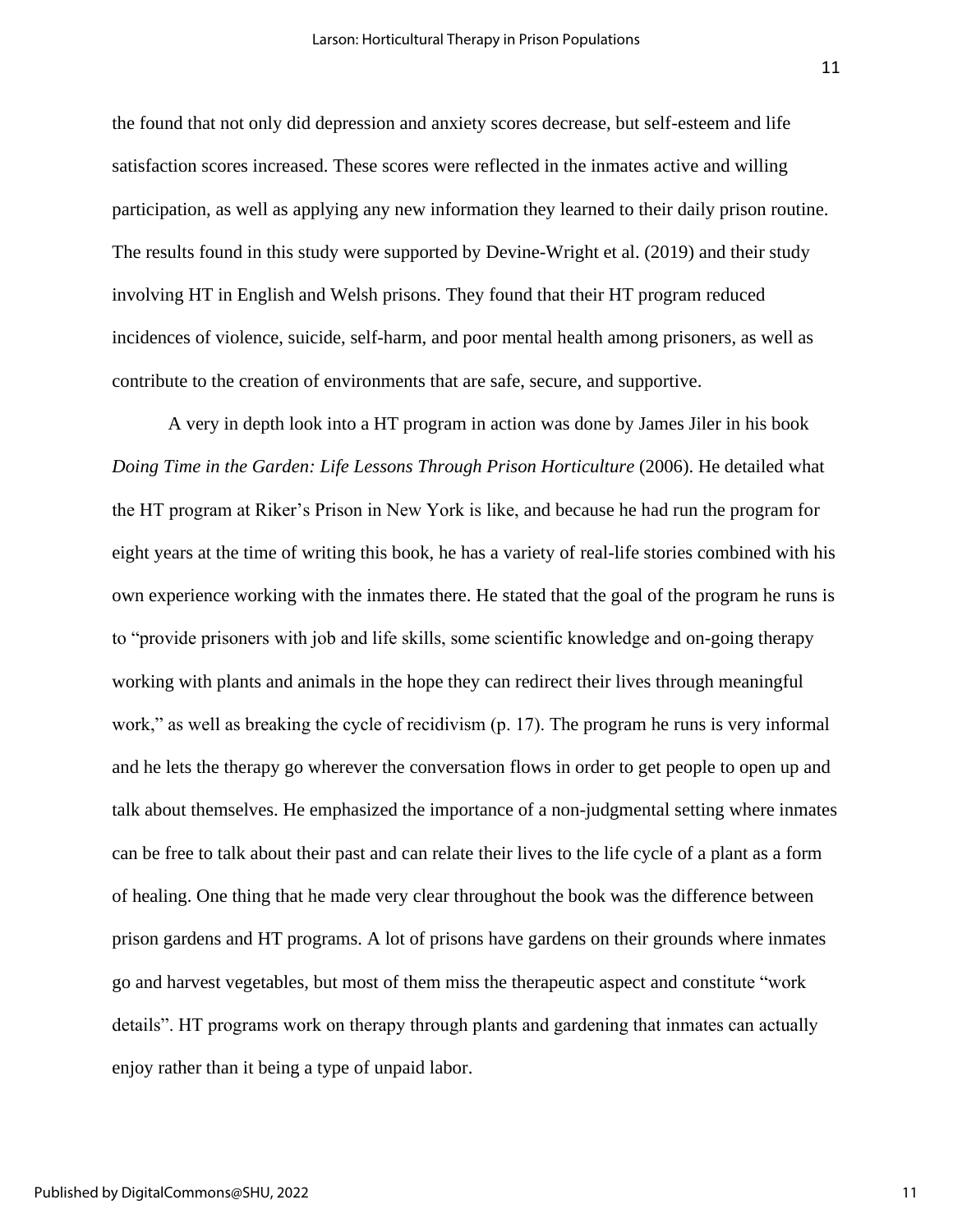the found that not only did depression and anxiety scores decrease, but self-esteem and life satisfaction scores increased. These scores were reflected in the inmates active and willing participation, as well as applying any new information they learned to their daily prison routine. The results found in this study were supported by Devine-Wright et al. (2019) and their study involving HT in English and Welsh prisons. They found that their HT program reduced incidences of violence, suicide, self-harm, and poor mental health among prisoners, as well as contribute to the creation of environments that are safe, secure, and supportive.

A very in depth look into a HT program in action was done by James Jiler in his book *Doing Time in the Garden: Life Lessons Through Prison Horticulture* (2006). He detailed what the HT program at Riker's Prison in New York is like, and because he had run the program for eight years at the time of writing this book, he has a variety of real-life stories combined with his own experience working with the inmates there. He stated that the goal of the program he runs is to "provide prisoners with job and life skills, some scientific knowledge and on-going therapy working with plants and animals in the hope they can redirect their lives through meaningful work," as well as breaking the cycle of recidivism (p. 17). The program he runs is very informal and he lets the therapy go wherever the conversation flows in order to get people to open up and talk about themselves. He emphasized the importance of a non-judgmental setting where inmates can be free to talk about their past and can relate their lives to the life cycle of a plant as a form of healing. One thing that he made very clear throughout the book was the difference between prison gardens and HT programs. A lot of prisons have gardens on their grounds where inmates go and harvest vegetables, but most of them miss the therapeutic aspect and constitute "work details". HT programs work on therapy through plants and gardening that inmates can actually enjoy rather than it being a type of unpaid labor.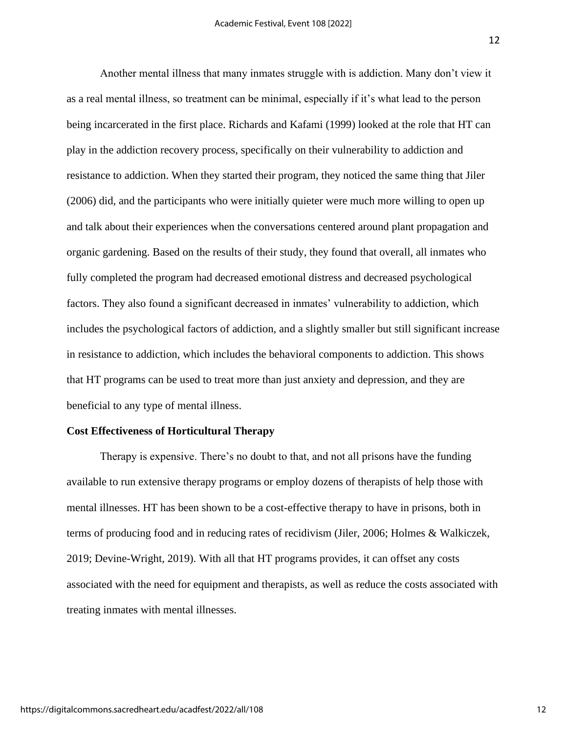Another mental illness that many inmates struggle with is addiction. Many don't view it as a real mental illness, so treatment can be minimal, especially if it's what lead to the person being incarcerated in the first place. Richards and Kafami (1999) looked at the role that HT can play in the addiction recovery process, specifically on their vulnerability to addiction and resistance to addiction. When they started their program, they noticed the same thing that Jiler (2006) did, and the participants who were initially quieter were much more willing to open up and talk about their experiences when the conversations centered around plant propagation and organic gardening. Based on the results of their study, they found that overall, all inmates who fully completed the program had decreased emotional distress and decreased psychological factors. They also found a significant decreased in inmates' vulnerability to addiction, which includes the psychological factors of addiction, and a slightly smaller but still significant increase in resistance to addiction, which includes the behavioral components to addiction. This shows that HT programs can be used to treat more than just anxiety and depression, and they are beneficial to any type of mental illness.

**Cost Effectiveness of Horticultural Therapy**

Therapy is expensive. There's no doubt to that, and not all prisons have the funding available to run extensive therapy programs or employ dozens of therapists of help those with mental illnesses. HT has been shown to be a cost-effective therapy to have in prisons, both in terms of producing food and in reducing rates of recidivism (Jiler, 2006; Holmes & Walkiczek, 2019; Devine-Wright, 2019). With all that HT programs provides, it can offset any costs associated with the need for equipment and therapists, as well as reduce the costs associated with treating inmates with mental illnesses.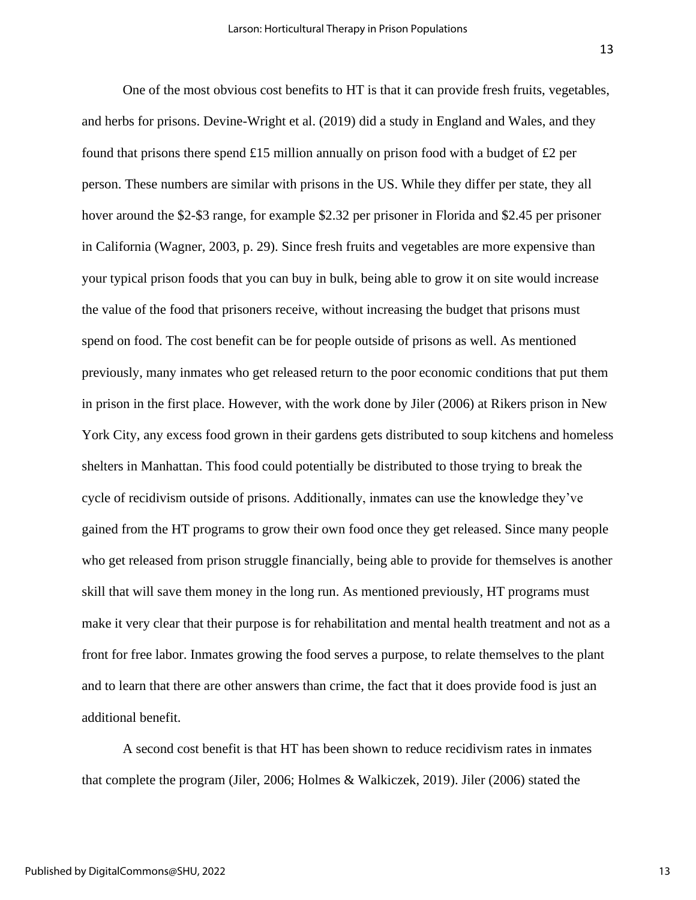One of the most obvious cost benefits to HT is that it can provide fresh fruits, vegetables, and herbs for prisons. Devine-Wright et al. (2019) did a study in England and Wales, and they found that prisons there spend £15 million annually on prison food with a budget of £2 per person. These numbers are similar with prisons in the US. While they differ per state, they all hover around the $2-$3 range, for example $2.32 per prisoner in Florida and $2.45 per prisoner in California (Wagner, 2003, p. 29). Since fresh fruits and vegetables are more expensive than your typical prison foods that you can buy in bulk, being able to grow it on site would increase the value of the food that prisoners receive, without increasing the budget that prisons must spend on food. The cost benefit can be for people outside of prisons as well. As mentioned previously, many inmates who get released return to the poor economic conditions that put them in prison in the first place. However, with the work done by Jiler (2006) at Rikers prison in New York City, any excess food grown in their gardens gets distributed to soup kitchens and homeless shelters in Manhattan. This food could potentially be distributed to those trying to break the cycle of recidivism outside of prisons. Additionally, inmates can use the knowledge they've gained from the HT programs to grow their own food once they get released. Since many people who get released from prison struggle financially, being able to provide for themselves is another skill that will save them money in the long run. As mentioned previously, HT programs must make it very clear that their purpose is for rehabilitation and mental health treatment and not as a front for free labor. Inmates growing the food serves a purpose, to relate themselves to the plant and to learn that there are other answers than crime, the fact that it does provide food is just an additional benefit.

A second cost benefit is that HT has been shown to reduce recidivism rates in inmates that complete the program (Jiler, 2006; Holmes & Walkiczek, 2019). Jiler (2006) stated the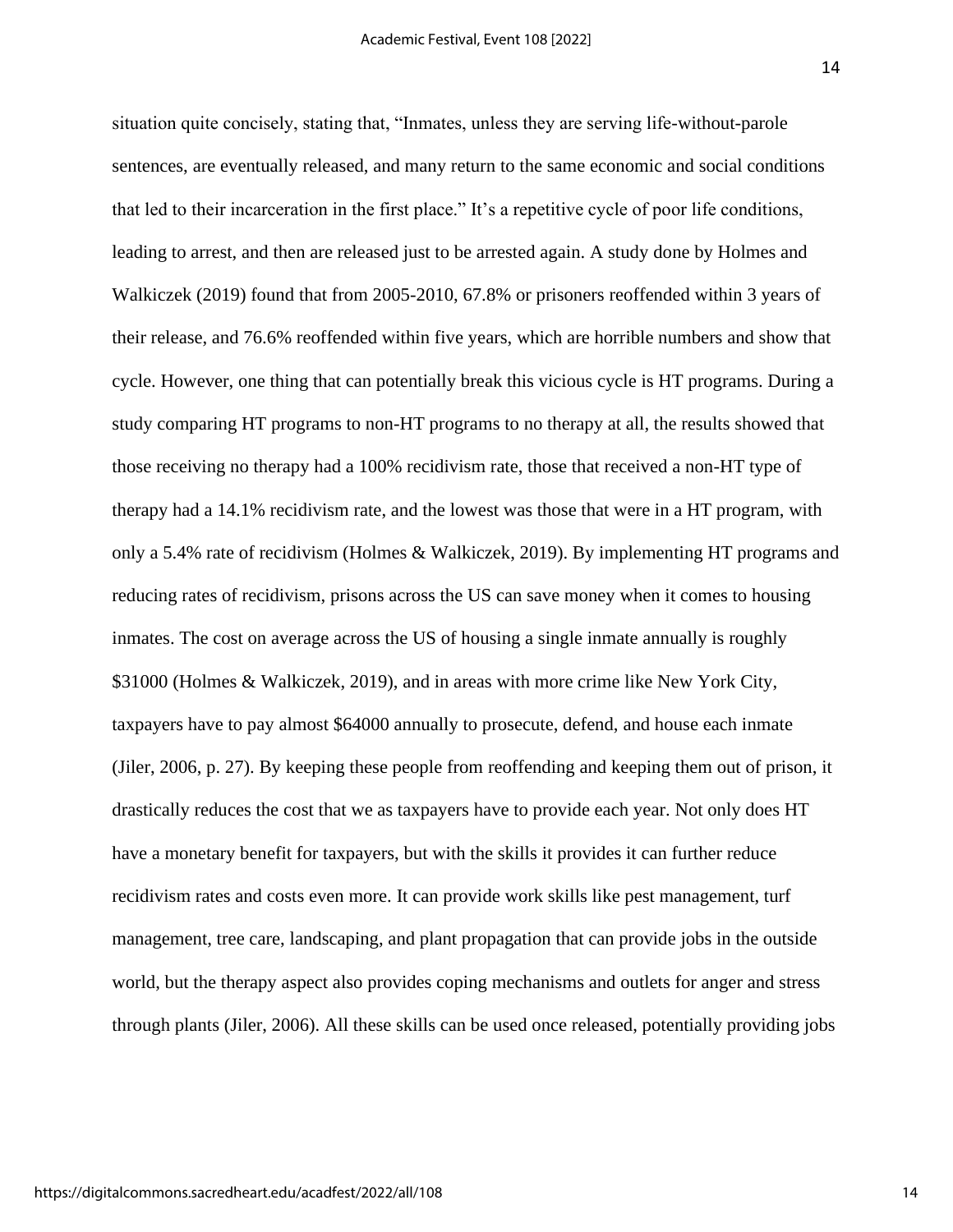situation quite concisely, stating that, "Inmates, unless they are serving life-without-parole sentences, are eventually released, and many return to the same economic and social conditions that led to their incarceration in the first place." It's a repetitive cycle of poor life conditions, leading to arrest, and then are released just to be arrested again. A study done by Holmes and Walkiczek (2019) found that from 2005-2010, 67.8% or prisoners reoffended within 3 years of their release, and 76.6% reoffended within five years, which are horrible numbers and show that cycle. However, one thing that can potentially break this vicious cycle is HT programs. During a study comparing HT programs to non-HT programs to no therapy at all, the results showed that those receiving no therapy had a 100% recidivism rate, those that received a non-HT type of therapy had a 14.1% recidivism rate, and the lowest was those that were in a HT program, with only a 5.4% rate of recidivism (Holmes & Walkiczek, 2019). By implementing HT programs and reducing rates of recidivism, prisons across the US can save money when it comes to housing inmates. The cost on average across the US of housing a single inmate annually is roughly $31000 (Holmes & Walkiczek, 2019), and in areas with more crime like New York City, taxpayers have to pay almost $64000 annually to prosecute, defend, and house each inmate (Jiler, 2006, p. 27). By keeping these people from reoffending and keeping them out of prison, it drastically reduces the cost that we as taxpayers have to provide each year. Not only does HT have a monetary benefit for taxpayers, but with the skills it provides it can further reduce recidivism rates and costs even more. It can provide work skills like pest management, turf management, tree care, landscaping, and plant propagation that can provide jobs in the outside world, but the therapy aspect also provides coping mechanisms and outlets for anger and stress through plants (Jiler, 2006). All these skills can be used once released, potentially providing jobs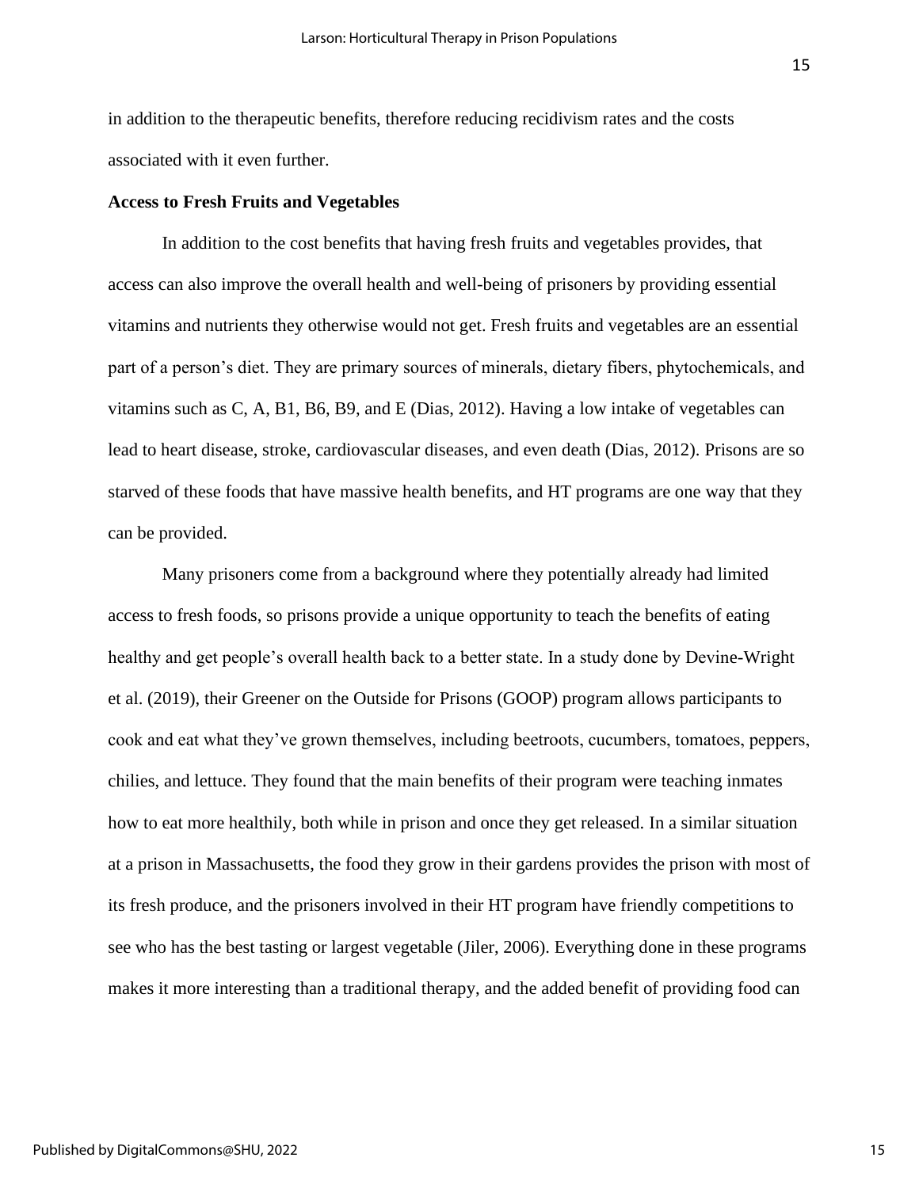in addition to the therapeutic benefits, therefore reducing recidivism rates and the costs associated with it even further.

**Access to Fresh Fruits and Vegetables**

In addition to the cost benefits that having fresh fruits and vegetables provides, that access can also improve the overall health and well-being of prisoners by providing essential vitamins and nutrients they otherwise would not get. Fresh fruits and vegetables are an essential part of a person's diet. They are primary sources of minerals, dietary fibers, phytochemicals, and vitamins such as C, A, B1, B6, B9, and E (Dias, 2012). Having a low intake of vegetables can lead to heart disease, stroke, cardiovascular diseases, and even death (Dias, 2012). Prisons are so starved of these foods that have massive health benefits, and HT programs are one way that they can be provided.

Many prisoners come from a background where they potentially already had limited access to fresh foods, so prisons provide a unique opportunity to teach the benefits of eating healthy and get people's overall health back to a better state. In a study done by Devine-Wright et al. (2019), their Greener on the Outside for Prisons (GOOP) program allows participants to cook and eat what they've grown themselves, including beetroots, cucumbers, tomatoes, peppers, chilies, and lettuce. They found that the main benefits of their program were teaching inmates how to eat more healthily, both while in prison and once they get released. In a similar situation at a prison in Massachusetts, the food they grow in their gardens provides the prison with most of its fresh produce, and the prisoners involved in their HT program have friendly competitions to see who has the best tasting or largest vegetable (Jiler, 2006). Everything done in these programs makes it more interesting than a traditional therapy, and the added benefit of providing food can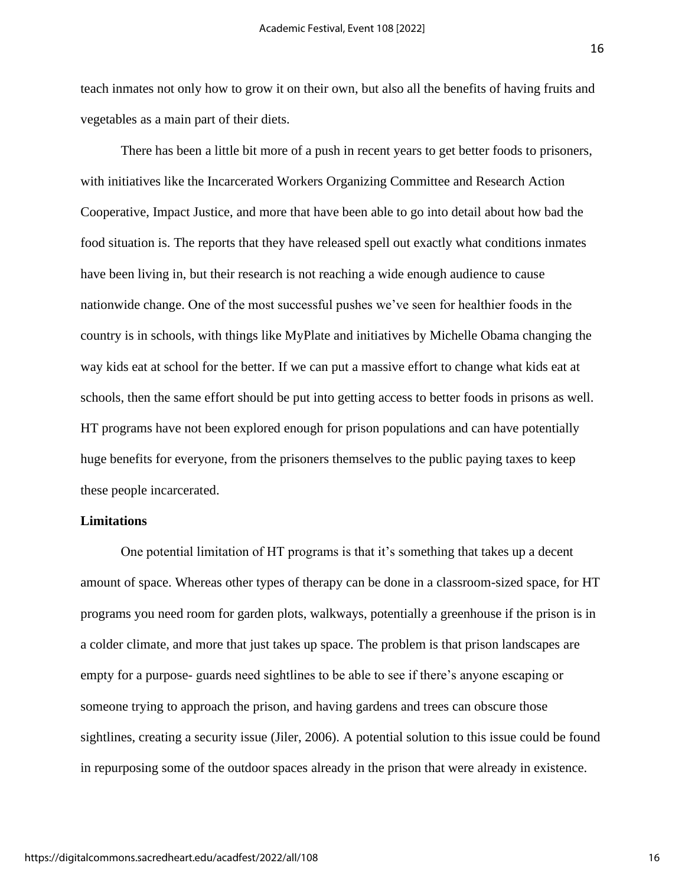teach inmates not only how to grow it on their own, but also all the benefits of having fruits and vegetables as a main part of their diets.

There has been a little bit more of a push in recent years to get better foods to prisoners, with initiatives like the Incarcerated Workers Organizing Committee and Research Action Cooperative, Impact Justice, and more that have been able to go into detail about how bad the food situation is. The reports that they have released spell out exactly what conditions inmates have been living in, but their research is not reaching a wide enough audience to cause nationwide change. One of the most successful pushes we've seen for healthier foods in the country is in schools, with things like MyPlate and initiatives by Michelle Obama changing the way kids eat at school for the better. If we can put a massive effort to change what kids eat at schools, then the same effort should be put into getting access to better foods in prisons as well. HT programs have not been explored enough for prison populations and can have potentially huge benefits for everyone, from the prisoners themselves to the public paying taxes to keep these people incarcerated.

**Limitations**

One potential limitation of HT programs is that it's something that takes up a decent amount of space. Whereas other types of therapy can be done in a classroom-sized space, for HT programs you need room for garden plots, walkways, potentially a greenhouse if the prison is in a colder climate, and more that just takes up space. The problem is that prison landscapes are empty for a purpose- guards need sightlines to be able to see if there's anyone escaping or someone trying to approach the prison, and having gardens and trees can obscure those sightlines, creating a security issue (Jiler, 2006). A potential solution to this issue could be found in repurposing some of the outdoor spaces already in the prison that were already in existence.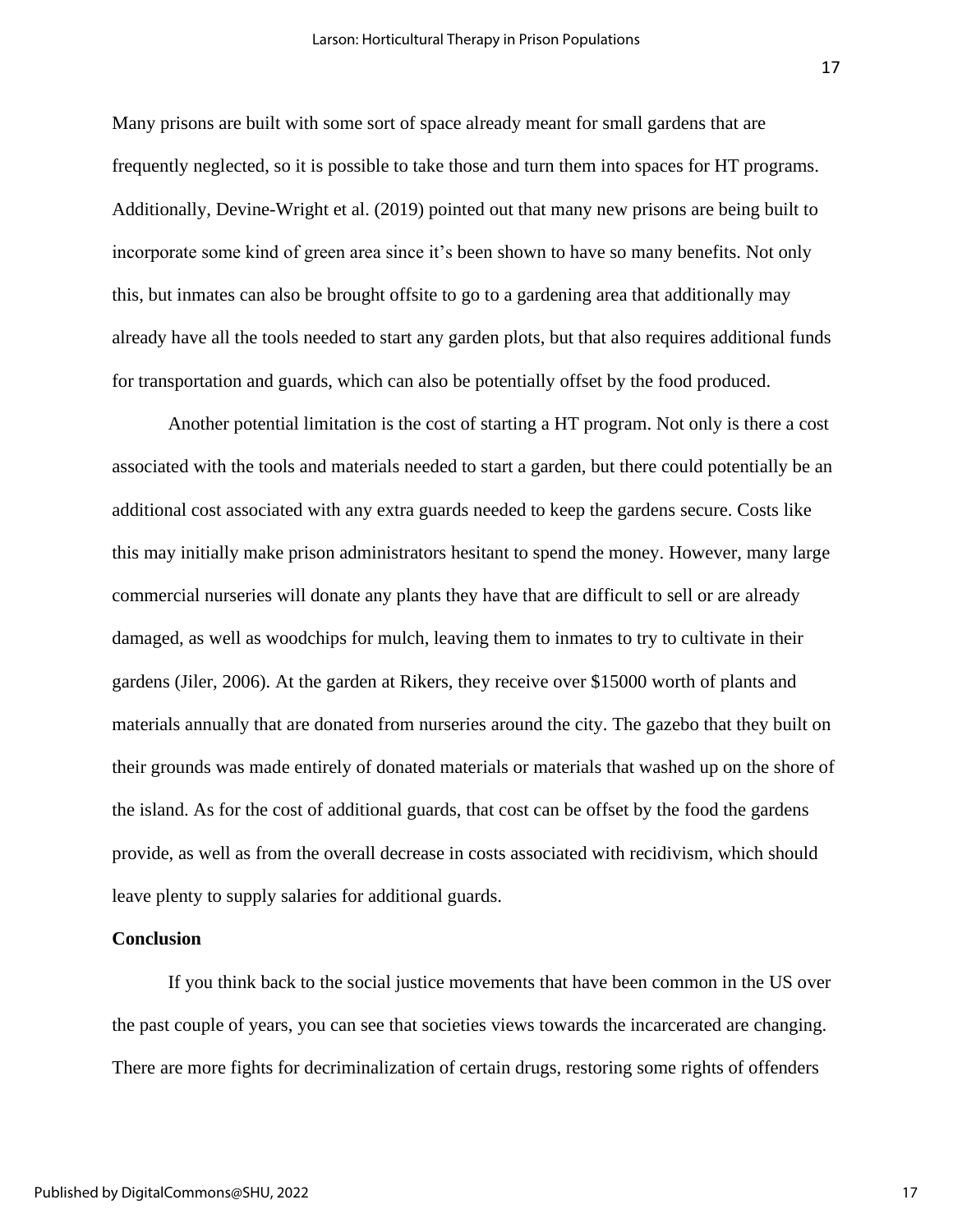Many prisons are built with some sort of space already meant for small gardens that are frequently neglected, so it is possible to take those and turn them into spaces for HT programs. Additionally, Devine-Wright et al. (2019) pointed out that many new prisons are being built to incorporate some kind of green area since it's been shown to have so many benefits. Not only this, but inmates can also be brought offsite to go to a gardening area that additionally may already have all the tools needed to start any garden plots, but that also requires additional funds for transportation and guards, which can also be potentially offset by the food produced.

Another potential limitation is the cost of starting a HT program. Not only is there a cost associated with the tools and materials needed to start a garden, but there could potentially be an additional cost associated with any extra guards needed to keep the gardens secure. Costs like this may initially make prison administrators hesitant to spend the money. However, many large commercial nurseries will donate any plants they have that are difficult to sell or are already damaged, as well as woodchips for mulch, leaving them to inmates to try to cultivate in their gardens (Jiler, 2006). At the garden at Rikers, they receive over $15000 worth of plants and materials annually that are donated from nurseries around the city. The gazebo that they built on their grounds was made entirely of donated materials or materials that washed up on the shore of the island. As for the cost of additional guards, that cost can be offset by the food the gardens provide, as well as from the overall decrease in costs associated with recidivism, which should leave plenty to supply salaries for additional guards.

**Conclusion**

If you think back to the social justice movements that have been common in the US over the past couple of years, you can see that societies views towards the incarcerated are changing. There are more fights for decriminalization of certain drugs, restoring some rights of offenders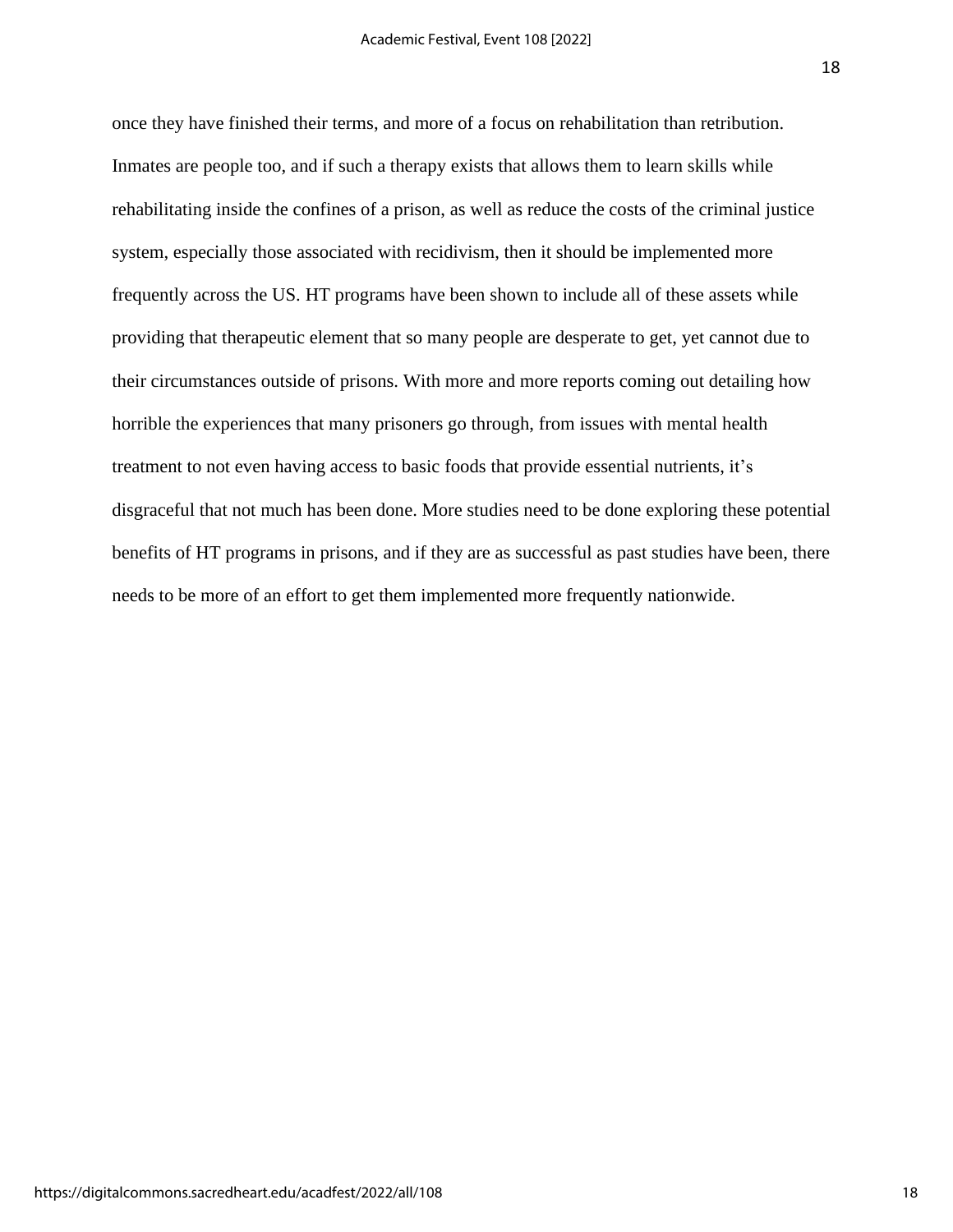once they have finished their terms, and more of a focus on rehabilitation than retribution. Inmates are people too, and if such a therapy exists that allows them to learn skills while rehabilitating inside the confines of a prison, as well as reduce the costs of the criminal justice system, especially those associated with recidivism, then it should be implemented more frequently across the US. HT programs have been shown to include all of these assets while providing that therapeutic element that so many people are desperate to get, yet cannot due to their circumstances outside of prisons. With more and more reports coming out detailing how horrible the experiences that many prisoners go through, from issues with mental health treatment to not even having access to basic foods that provide essential nutrients, it's disgraceful that not much has been done. More studies need to be done exploring these potential benefits of HT programs in prisons, and if they are as successful as past studies have been, there needs to be more of an effort to get them implemented more frequently nationwide.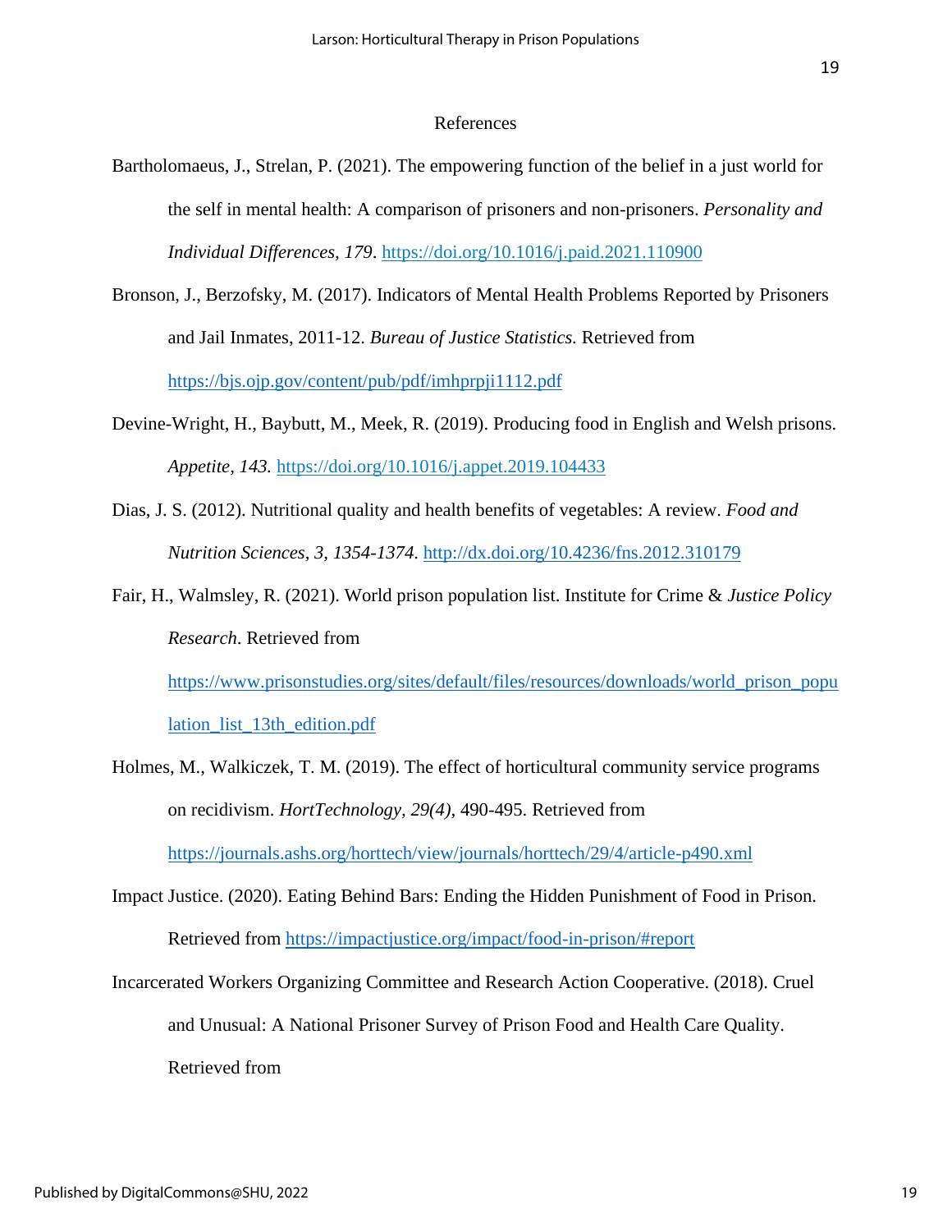# References

Bartholomaeus, J., Strelan, P. (2021). The empowering function of the belief in a just world for the self in mental health: A comparison of prisoners and non-prisoners. *Personality and Individual Differences, 179*. https://doi.org/10.1016/j.paid.2021.110900

Bronson, J., Berzofsky, M. (2017). Indicators of Mental Health Problems Reported by Prisoners and Jail Inmates, 2011-12. *Bureau of Justice Statistics.* Retrieved from https://bjs.ojp.gov/content/pub/pdf/imhprpji1112.pdf

Devine-Wright, H., Baybutt, M., Meek, R. (2019). Producing food in English and Welsh prisons. *Appetite, 143.* https://doi.org/10.1016/j.appet.2019.104433

Dias, J. S. (2012). Nutritional quality and health benefits of vegetables: A review. *Food and Nutrition Sciences, 3, 1354-1374.* http://dx.doi.org/10.4236/fns.2012.310179

Fair, H., Walmsley, R. (2021). World prison population list. Institute for Crime & *Justice Policy Research*. Retrieved from https://www.prisonstudies.org/sites/default/files/resources/downloads/world_prison_population_list_13th_edition.pdf

Holmes, M., Walkiczek, T. M. (2019). The effect of horticultural community service programs on recidivism. *HortTechnology, 29(4),* 490-495. Retrieved from https://journals.ashs.org/horttech/view/journals/horttech/29/4/article-p490.xml

Impact Justice. (2020). Eating Behind Bars: Ending the Hidden Punishment of Food in Prison. Retrieved from https://impactjustice.org/impact/food-in-prison/#report

Incarcerated Workers Organizing Committee and Research Action Cooperative. (2018). Cruel and Unusual: A National Prisoner Survey of Prison Food and Health Care Quality. Retrieved from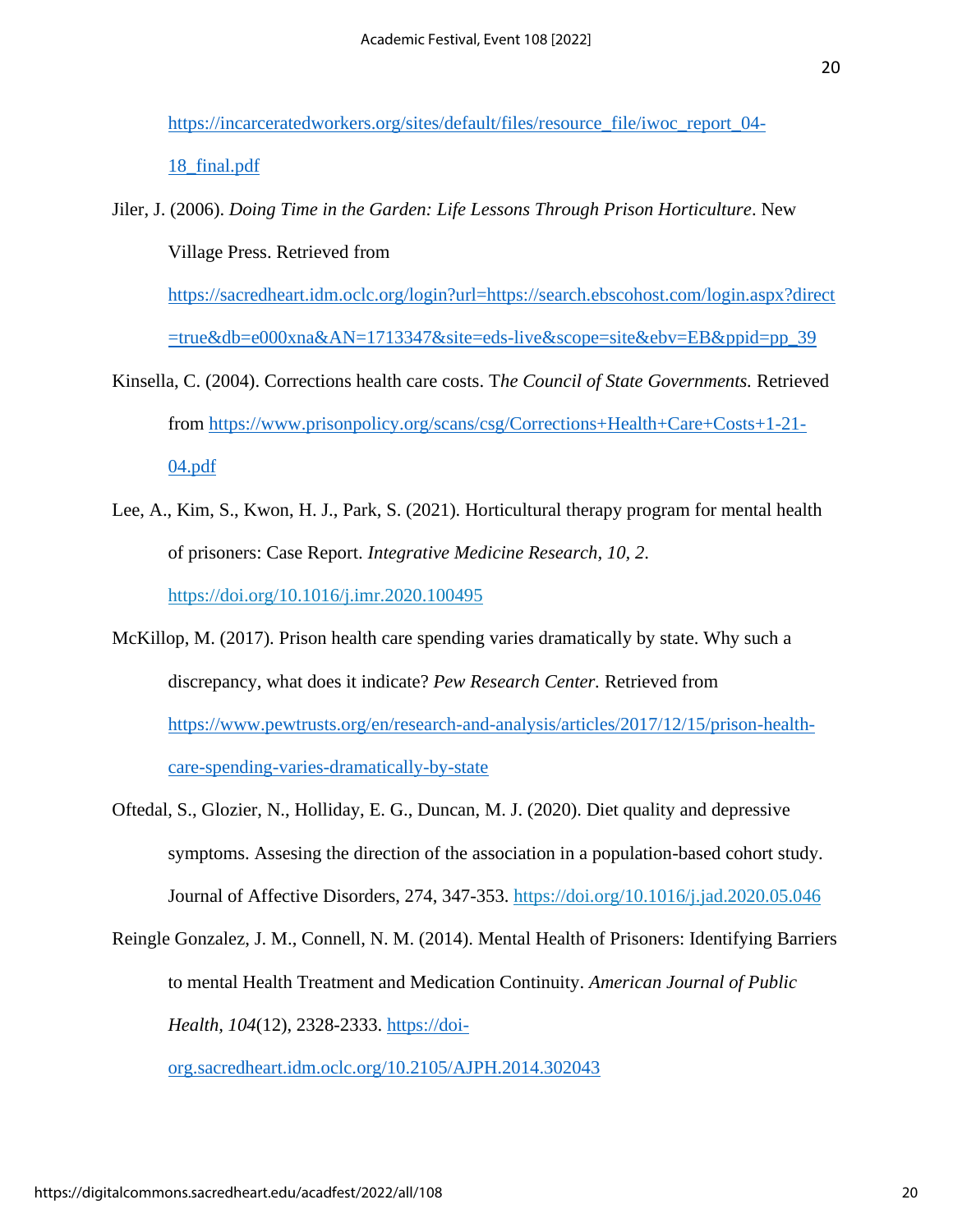https://incarceratedworkers.org/sites/default/files/resource_file/iwoc_report_04-18_final.pdf

Jiler, J. (2006). *Doing Time in the Garden: Life Lessons Through Prison Horticulture*. New Village Press. Retrieved from https://sacredheart.idm.oclc.org/login?url=https://search.ebscohost.com/login.aspx?direct=true&db=e000xna&AN=1713347&site=eds-live&scope=site&ebv=EB&ppid=pp_39

Kinsella, C. (2004). Corrections health care costs. T*he Council of State Governments.* Retrieved from https://www.prisonpolicy.org/scans/csg/Corrections+Health+Care+Costs+1-21-04.pdf

Lee, A., Kim, S., Kwon, H. J., Park, S. (2021). Horticultural therapy program for mental health of prisoners: Case Report. *Integrative Medicine Research, 10, 2*. https://doi.org/10.1016/j.imr.2020.100495

McKillop, M. (2017). Prison health care spending varies dramatically by state. Why such a discrepancy, what does it indicate? *Pew Research Center.* Retrieved from https://www.pewtrusts.org/en/research-and-analysis/articles/2017/12/15/prison-health-care-spending-varies-dramatically-by-state

Oftedal, S., Glozier, N., Holliday, E. G., Duncan, M. J. (2020). Diet quality and depressive symptoms. Assesing the direction of the association in a population-based cohort study. Journal of Affective Disorders, 274, 347-353. https://doi.org/10.1016/j.jad.2020.05.046

Reingle Gonzalez, J. M., Connell, N. M. (2014). Mental Health of Prisoners: Identifying Barriers to mental Health Treatment and Medication Continuity. *American Journal of Public Health, 104*(12), 2328-2333. https://doi-org.sacredheart.idm.oclc.org/10.2105/AJPH.2014.302043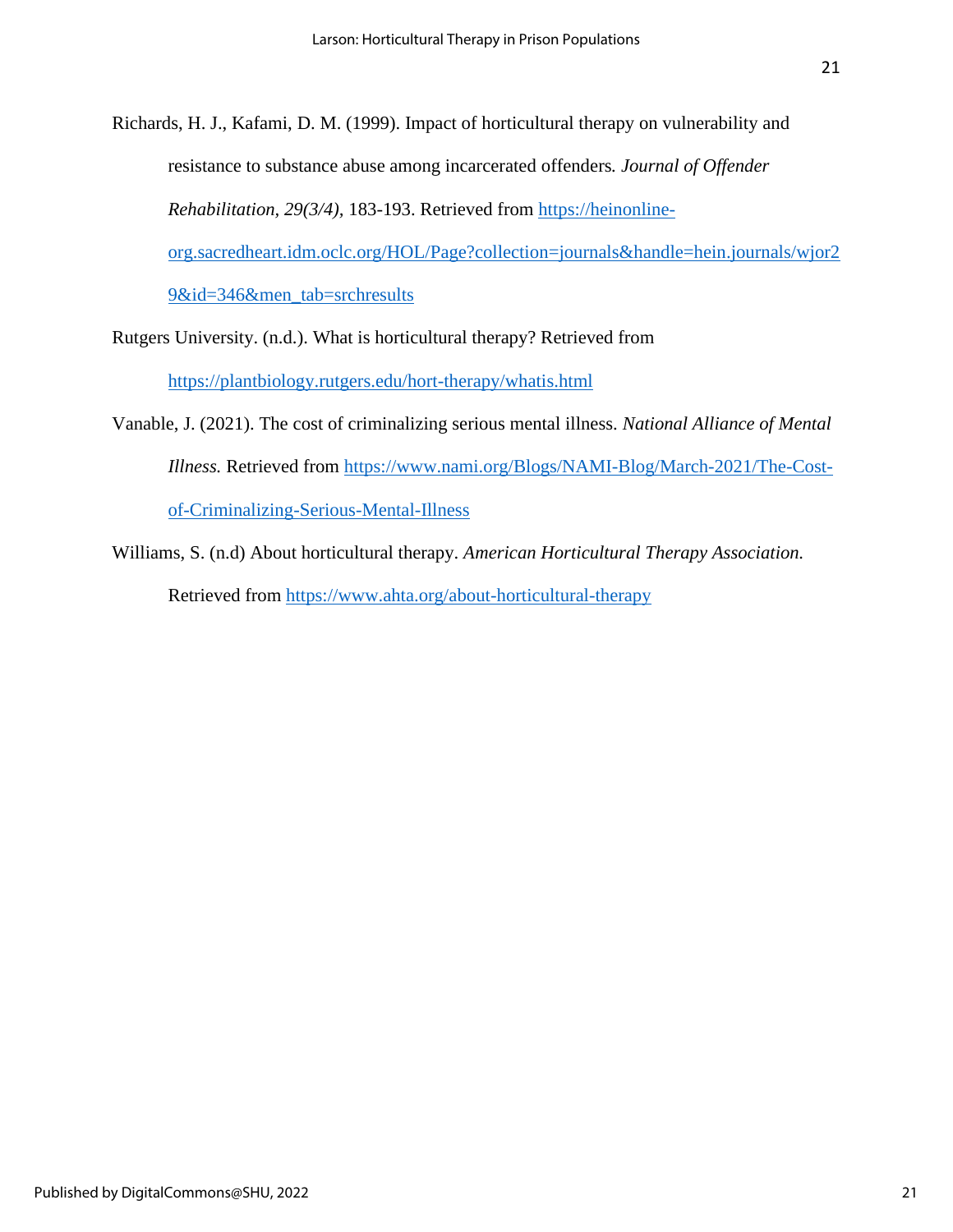Richards, H. J., Kafami, D. M. (1999). Impact of horticultural therapy on vulnerability and resistance to substance abuse among incarcerated offenders*.* *Journal of Offender Rehabilitation, 29(3/4),* 183-193. Retrieved from https://heinonline-org.sacredheart.idm.oclc.org/HOL/Page?collection=journals&handle=hein.journals/wjor29&id=346&men_tab=srchresults

Rutgers University. (n.d.). What is horticultural therapy? Retrieved from https://plantbiology.rutgers.edu/hort-therapy/whatis.html

Vanable, J. (2021). The cost of criminalizing serious mental illness. *National Alliance of Mental Illness.* Retrieved from https://www.nami.org/Blogs/NAMI-Blog/March-2021/The-Cost-of-Criminalizing-Serious-Mental-Illness

Williams, S. (n.d) About horticultural therapy. *American Horticultural Therapy Association.* Retrieved from https://www.ahta.org/about-horticultural-therapy